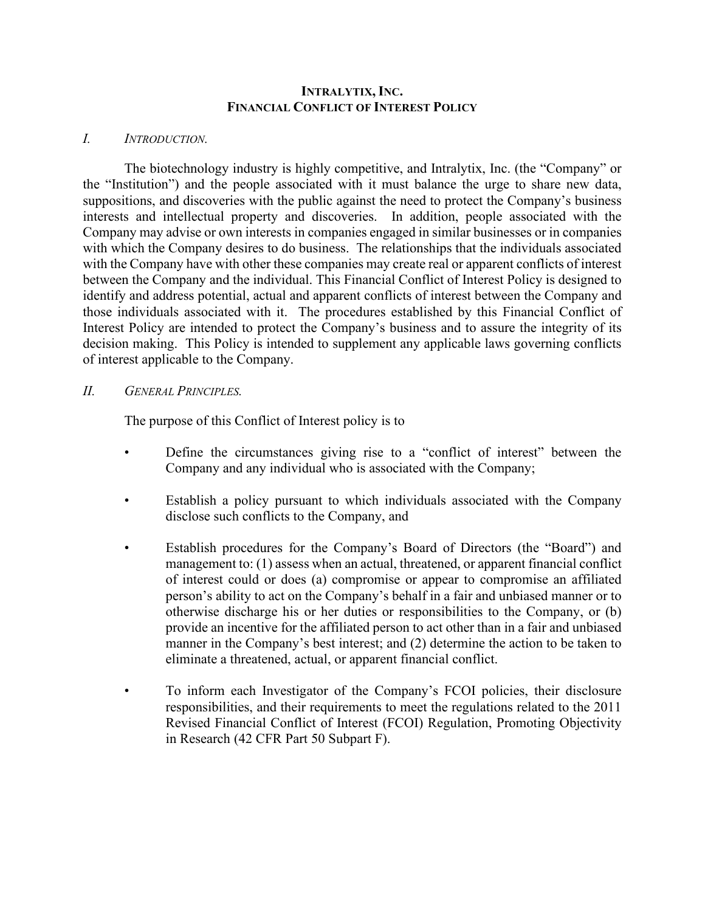# INTRALYTIX, INC.
# FINANCIAL CONFLICT OF INTEREST POLICY

## *I. INTRODUCTION.*

The biotechnology industry is highly competitive, and Intralytix, Inc. (the "Company" or the "Institution") and the people associated with it must balance the urge to share new data, suppositions, and discoveries with the public against the need to protect the Company's business interests and intellectual property and discoveries. In addition, people associated with the Company may advise or own interests in companies engaged in similar businesses or in companies with which the Company desires to do business. The relationships that the individuals associated with the Company have with other these companies may create real or apparent conflicts of interest between the Company and the individual. This Financial Conflict of Interest Policy is designed to identify and address potential, actual and apparent conflicts of interest between the Company and those individuals associated with it. The procedures established by this Financial Conflict of Interest Policy are intended to protect the Company's business and to assure the integrity of its decision making. This Policy is intended to supplement any applicable laws governing conflicts of interest applicable to the Company.

## *II. GENERAL PRINCIPLES.*

The purpose of this Conflict of Interest policy is to

- Define the circumstances giving rise to a "conflict of interest" between the Company and any individual who is associated with the Company;
- Establish a policy pursuant to which individuals associated with the Company disclose such conflicts to the Company, and
- Establish procedures for the Company's Board of Directors (the "Board") and management to: (1) assess when an actual, threatened, or apparent financial conflict of interest could or does (a) compromise or appear to compromise an affiliated person's ability to act on the Company's behalf in a fair and unbiased manner or to otherwise discharge his or her duties or responsibilities to the Company, or (b) provide an incentive for the affiliated person to act other than in a fair and unbiased manner in the Company's best interest; and (2) determine the action to be taken to eliminate a threatened, actual, or apparent financial conflict.
- To inform each Investigator of the Company's FCOI policies, their disclosure responsibilities, and their requirements to meet the regulations related to the 2011 Revised Financial Conflict of Interest (FCOI) Regulation, Promoting Objectivity in Research (42 CFR Part 50 Subpart F).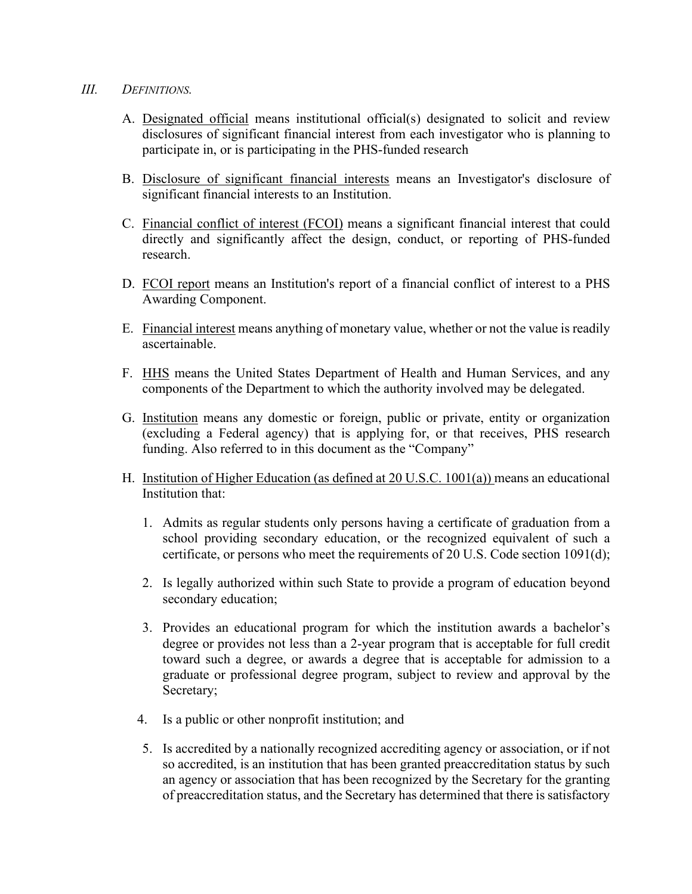## *III. DEFINITIONS.*

A. Designated official means institutional official(s) designated to solicit and review disclosures of significant financial interest from each investigator who is planning to participate in, or is participating in the PHS-funded research

B. Disclosure of significant financial interests means an Investigator's disclosure of significant financial interests to an Institution.

C. Financial conflict of interest (FCOI) means a significant financial interest that could directly and significantly affect the design, conduct, or reporting of PHS-funded research.

D. FCOI report means an Institution's report of a financial conflict of interest to a PHS Awarding Component.

E. Financial interest means anything of monetary value, whether or not the value is readily ascertainable.

F. HHS means the United States Department of Health and Human Services, and any components of the Department to which the authority involved may be delegated.

G. Institution means any domestic or foreign, public or private, entity or organization (excluding a Federal agency) that is applying for, or that receives, PHS research funding. Also referred to in this document as the "Company"

H. Institution of Higher Education (as defined at 20 U.S.C. 1001(a)) means an educational Institution that:

1. Admits as regular students only persons having a certificate of graduation from a school providing secondary education, or the recognized equivalent of such a certificate, or persons who meet the requirements of 20 U.S. Code section 1091(d);
2. Is legally authorized within such State to provide a program of education beyond secondary education;
3. Provides an educational program for which the institution awards a bachelor's degree or provides not less than a 2-year program that is acceptable for full credit toward such a degree, or awards a degree that is acceptable for admission to a graduate or professional degree program, subject to review and approval by the Secretary;
4. Is a public or other nonprofit institution; and
5. Is accredited by a nationally recognized accrediting agency or association, or if not so accredited, is an institution that has been granted preaccreditation status by such an agency or association that has been recognized by the Secretary for the granting of preaccreditation status, and the Secretary has determined that there is satisfactory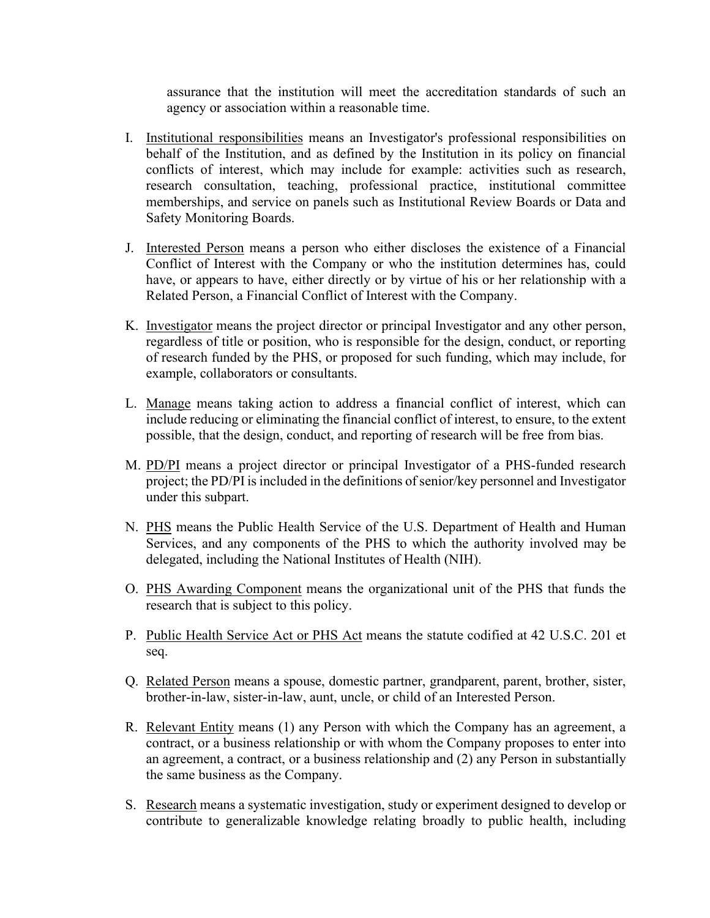assurance that the institution will meet the accreditation standards of such an agency or association within a reasonable time.

I. Institutional responsibilities means an Investigator's professional responsibilities on behalf of the Institution, and as defined by the Institution in its policy on financial conflicts of interest, which may include for example: activities such as research, research consultation, teaching, professional practice, institutional committee memberships, and service on panels such as Institutional Review Boards or Data and Safety Monitoring Boards.

J. Interested Person means a person who either discloses the existence of a Financial Conflict of Interest with the Company or who the institution determines has, could have, or appears to have, either directly or by virtue of his or her relationship with a Related Person, a Financial Conflict of Interest with the Company.

K. Investigator means the project director or principal Investigator and any other person, regardless of title or position, who is responsible for the design, conduct, or reporting of research funded by the PHS, or proposed for such funding, which may include, for example, collaborators or consultants.

L. Manage means taking action to address a financial conflict of interest, which can include reducing or eliminating the financial conflict of interest, to ensure, to the extent possible, that the design, conduct, and reporting of research will be free from bias.

M. PD/PI means a project director or principal Investigator of a PHS-funded research project; the PD/PI is included in the definitions of senior/key personnel and Investigator under this subpart.

N. PHS means the Public Health Service of the U.S. Department of Health and Human Services, and any components of the PHS to which the authority involved may be delegated, including the National Institutes of Health (NIH).

O. PHS Awarding Component means the organizational unit of the PHS that funds the research that is subject to this policy.

P. Public Health Service Act or PHS Act means the statute codified at 42 U.S.C. 201 et seq.

Q. Related Person means a spouse, domestic partner, grandparent, parent, brother, sister, brother-in-law, sister-in-law, aunt, uncle, or child of an Interested Person.

R. Relevant Entity means (1) any Person with which the Company has an agreement, a contract, or a business relationship or with whom the Company proposes to enter into an agreement, a contract, or a business relationship and (2) any Person in substantially the same business as the Company.

S. Research means a systematic investigation, study or experiment designed to develop or contribute to generalizable knowledge relating broadly to public health, including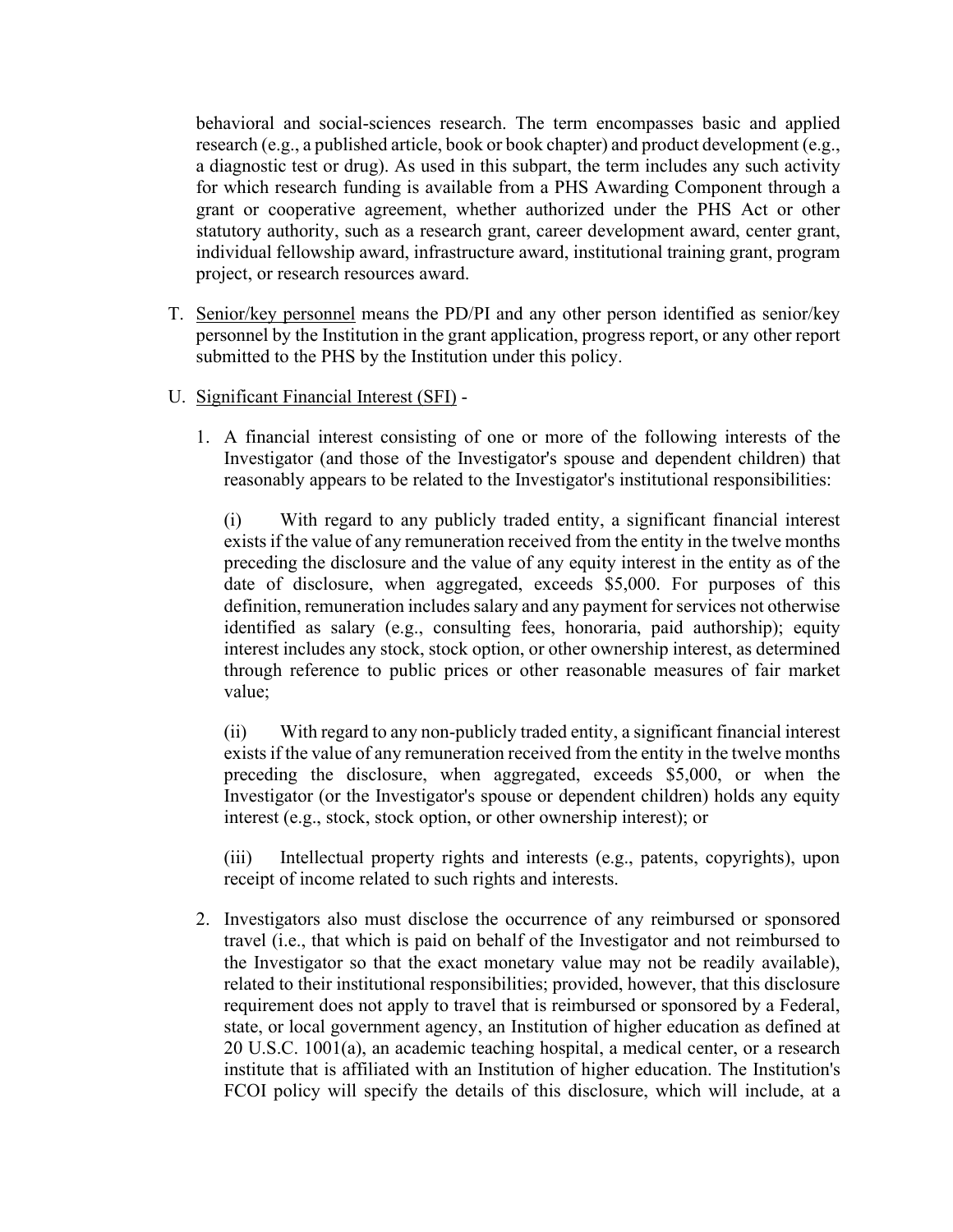behavioral and social-sciences research. The term encompasses basic and applied research (e.g., a published article, book or book chapter) and product development (e.g., a diagnostic test or drug). As used in this subpart, the term includes any such activity for which research funding is available from a PHS Awarding Component through a grant or cooperative agreement, whether authorized under the PHS Act or other statutory authority, such as a research grant, career development award, center grant, individual fellowship award, infrastructure award, institutional training grant, program project, or research resources award.

T. Senior/key personnel means the PD/PI and any other person identified as senior/key personnel by the Institution in the grant application, progress report, or any other report submitted to the PHS by the Institution under this policy.

U. Significant Financial Interest (SFI) -

1. A financial interest consisting of one or more of the following interests of the Investigator (and those of the Investigator's spouse and dependent children) that reasonably appears to be related to the Investigator's institutional responsibilities:

   (i) With regard to any publicly traded entity, a significant financial interest exists if the value of any remuneration received from the entity in the twelve months preceding the disclosure and the value of any equity interest in the entity as of the date of disclosure, when aggregated, exceeds $5,000. For purposes of this definition, remuneration includes salary and any payment for services not otherwise identified as salary (e.g., consulting fees, honoraria, paid authorship); equity interest includes any stock, stock option, or other ownership interest, as determined through reference to public prices or other reasonable measures of fair market value;

   (ii) With regard to any non-publicly traded entity, a significant financial interest exists if the value of any remuneration received from the entity in the twelve months preceding the disclosure, when aggregated, exceeds $5,000, or when the Investigator (or the Investigator's spouse or dependent children) holds any equity interest (e.g., stock, stock option, or other ownership interest); or

   (iii) Intellectual property rights and interests (e.g., patents, copyrights), upon receipt of income related to such rights and interests.

2. Investigators also must disclose the occurrence of any reimbursed or sponsored travel (i.e., that which is paid on behalf of the Investigator and not reimbursed to the Investigator so that the exact monetary value may not be readily available), related to their institutional responsibilities; provided, however, that this disclosure requirement does not apply to travel that is reimbursed or sponsored by a Federal, state, or local government agency, an Institution of higher education as defined at 20 U.S.C. 1001(a), an academic teaching hospital, a medical center, or a research institute that is affiliated with an Institution of higher education. The Institution's FCOI policy will specify the details of this disclosure, which will include, at a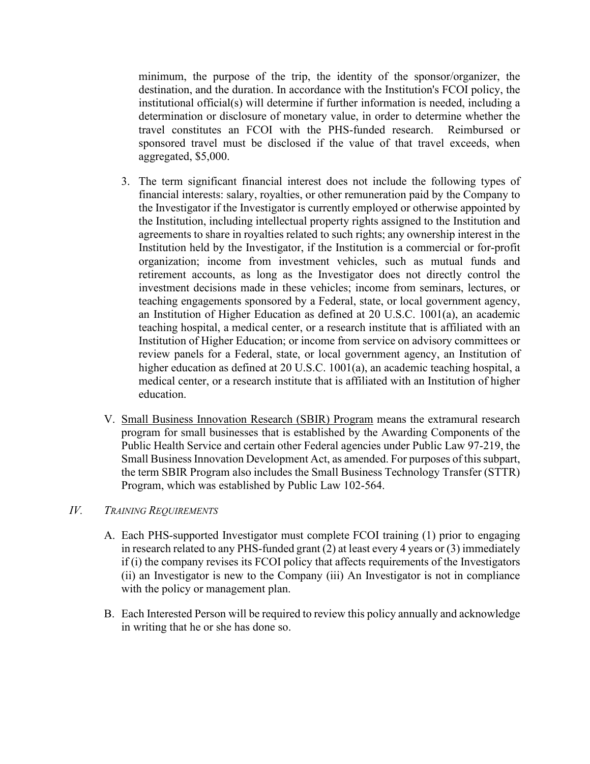minimum, the purpose of the trip, the identity of the sponsor/organizer, the destination, and the duration. In accordance with the Institution's FCOI policy, the institutional official(s) will determine if further information is needed, including a determination or disclosure of monetary value, in order to determine whether the travel constitutes an FCOI with the PHS-funded research. Reimbursed or sponsored travel must be disclosed if the value of that travel exceeds, when aggregated, $5,000.

3. The term significant financial interest does not include the following types of financial interests: salary, royalties, or other remuneration paid by the Company to the Investigator if the Investigator is currently employed or otherwise appointed by the Institution, including intellectual property rights assigned to the Institution and agreements to share in royalties related to such rights; any ownership interest in the Institution held by the Investigator, if the Institution is a commercial or for-profit organization; income from investment vehicles, such as mutual funds and retirement accounts, as long as the Investigator does not directly control the investment decisions made in these vehicles; income from seminars, lectures, or teaching engagements sponsored by a Federal, state, or local government agency, an Institution of Higher Education as defined at 20 U.S.C. 1001(a), an academic teaching hospital, a medical center, or a research institute that is affiliated with an Institution of Higher Education; or income from service on advisory committees or review panels for a Federal, state, or local government agency, an Institution of higher education as defined at 20 U.S.C. 1001(a), an academic teaching hospital, a medical center, or a research institute that is affiliated with an Institution of higher education.

V. <u>Small Business Innovation Research (SBIR) Program</u> means the extramural research program for small businesses that is established by the Awarding Components of the Public Health Service and certain other Federal agencies under Public Law 97-219, the Small Business Innovation Development Act, as amended. For purposes of this subpart, the term SBIR Program also includes the Small Business Technology Transfer (STTR) Program, which was established by Public Law 102-564.

## *IV. Training Requirements*

A. Each PHS-supported Investigator must complete FCOI training (1) prior to engaging in research related to any PHS-funded grant (2) at least every 4 years or (3) immediately if (i) the company revises its FCOI policy that affects requirements of the Investigators (ii) an Investigator is new to the Company (iii) An Investigator is not in compliance with the policy or management plan.

B. Each Interested Person will be required to review this policy annually and acknowledge in writing that he or she has done so.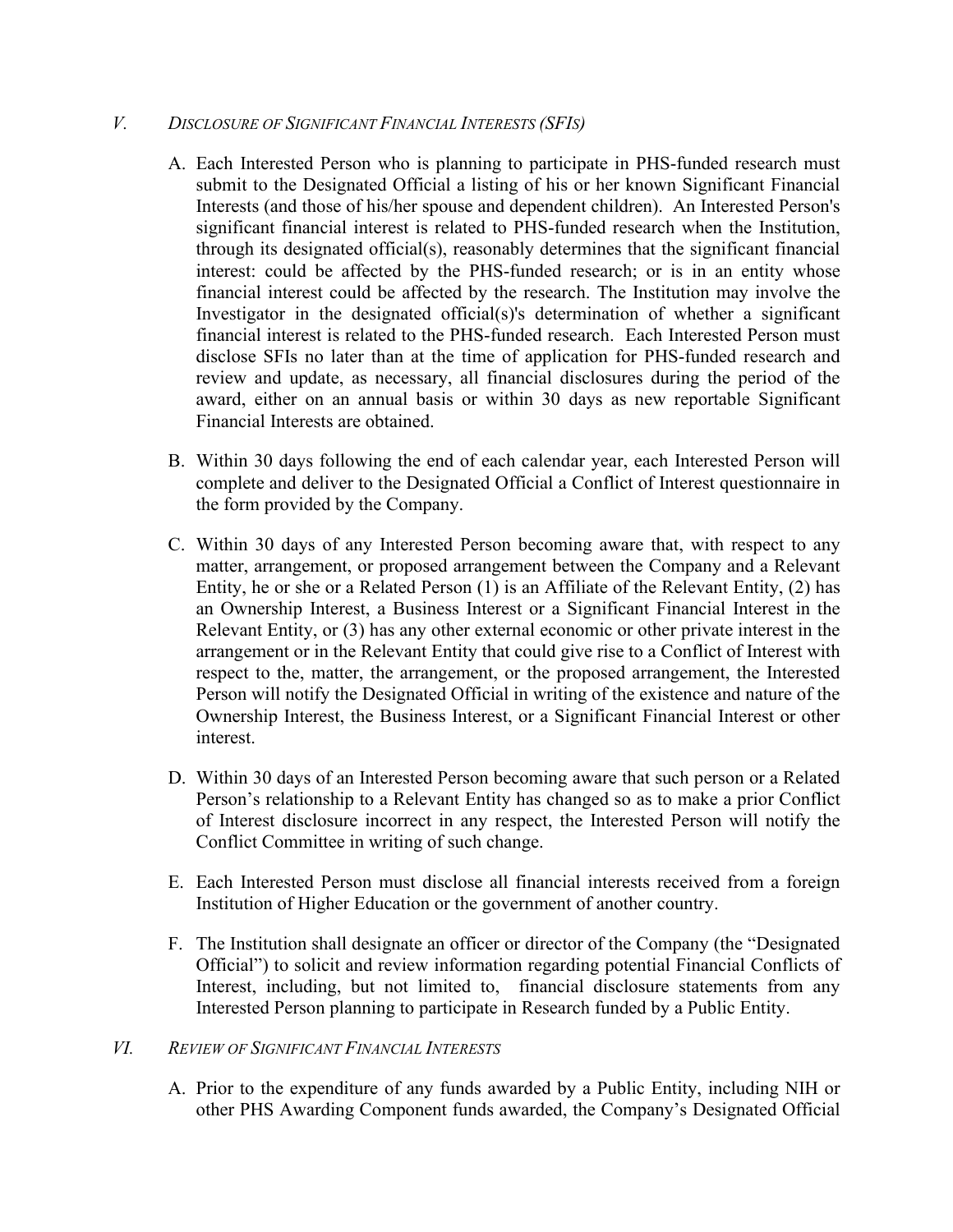## V. *Disclosure of Significant Financial Interests (SFIs)*

A. Each Interested Person who is planning to participate in PHS-funded research must submit to the Designated Official a listing of his or her known Significant Financial Interests (and those of his/her spouse and dependent children). An Interested Person's significant financial interest is related to PHS-funded research when the Institution, through its designated official(s), reasonably determines that the significant financial interest: could be affected by the PHS-funded research; or is in an entity whose financial interest could be affected by the research. The Institution may involve the Investigator in the designated official(s)'s determination of whether a significant financial interest is related to the PHS-funded research. Each Interested Person must disclose SFIs no later than at the time of application for PHS-funded research and review and update, as necessary, all financial disclosures during the period of the award, either on an annual basis or within 30 days as new reportable Significant Financial Interests are obtained.

B. Within 30 days following the end of each calendar year, each Interested Person will complete and deliver to the Designated Official a Conflict of Interest questionnaire in the form provided by the Company.

C. Within 30 days of any Interested Person becoming aware that, with respect to any matter, arrangement, or proposed arrangement between the Company and a Relevant Entity, he or she or a Related Person (1) is an Affiliate of the Relevant Entity, (2) has an Ownership Interest, a Business Interest or a Significant Financial Interest in the Relevant Entity, or (3) has any other external economic or other private interest in the arrangement or in the Relevant Entity that could give rise to a Conflict of Interest with respect to the, matter, the arrangement, or the proposed arrangement, the Interested Person will notify the Designated Official in writing of the existence and nature of the Ownership Interest, the Business Interest, or a Significant Financial Interest or other interest.

D. Within 30 days of an Interested Person becoming aware that such person or a Related Person's relationship to a Relevant Entity has changed so as to make a prior Conflict of Interest disclosure incorrect in any respect, the Interested Person will notify the Conflict Committee in writing of such change.

E. Each Interested Person must disclose all financial interests received from a foreign Institution of Higher Education or the government of another country.

F. The Institution shall designate an officer or director of the Company (the "Designated Official") to solicit and review information regarding potential Financial Conflicts of Interest, including, but not limited to, financial disclosure statements from any Interested Person planning to participate in Research funded by a Public Entity.

## VI. *Review of Significant Financial Interests*

A. Prior to the expenditure of any funds awarded by a Public Entity, including NIH or other PHS Awarding Component funds awarded, the Company's Designated Official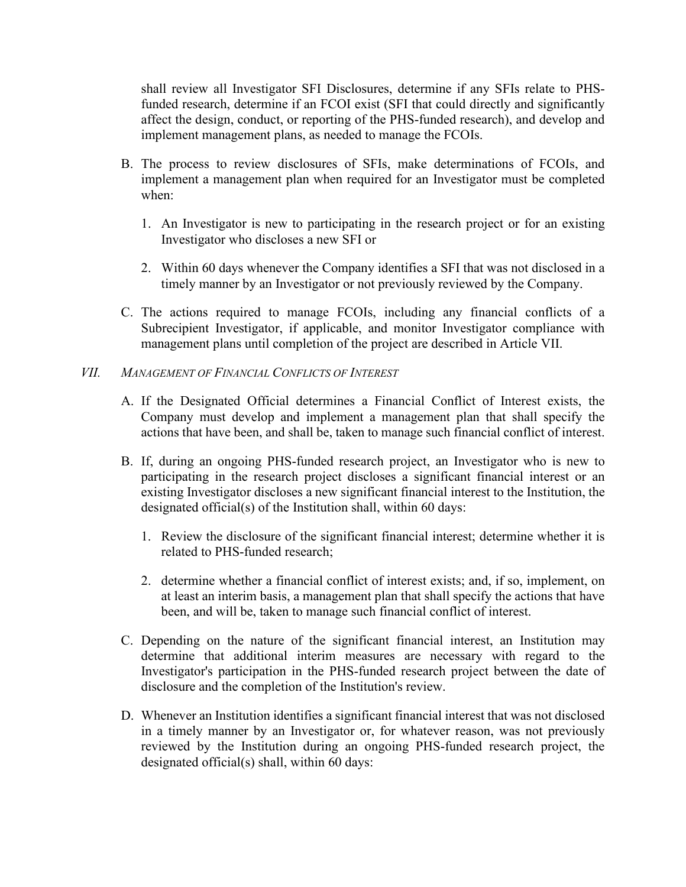shall review all Investigator SFI Disclosures, determine if any SFIs relate to PHS-funded research, determine if an FCOI exist (SFI that could directly and significantly affect the design, conduct, or reporting of the PHS-funded research), and develop and implement management plans, as needed to manage the FCOIs.

B. The process to review disclosures of SFIs, make determinations of FCOIs, and implement a management plan when required for an Investigator must be completed when:

   1. An Investigator is new to participating in the research project or for an existing Investigator who discloses a new SFI or

   2. Within 60 days whenever the Company identifies a SFI that was not disclosed in a timely manner by an Investigator or not previously reviewed by the Company.

C. The actions required to manage FCOIs, including any financial conflicts of a Subrecipient Investigator, if applicable, and monitor Investigator compliance with management plans until completion of the project are described in Article VII.

## VII. *Management of Financial Conflicts of Interest*

A. If the Designated Official determines a Financial Conflict of Interest exists, the Company must develop and implement a management plan that shall specify the actions that have been, and shall be, taken to manage such financial conflict of interest.

B. If, during an ongoing PHS-funded research project, an Investigator who is new to participating in the research project discloses a significant financial interest or an existing Investigator discloses a new significant financial interest to the Institution, the designated official(s) of the Institution shall, within 60 days:

   1. Review the disclosure of the significant financial interest; determine whether it is related to PHS-funded research;

   2. determine whether a financial conflict of interest exists; and, if so, implement, on at least an interim basis, a management plan that shall specify the actions that have been, and will be, taken to manage such financial conflict of interest.

C. Depending on the nature of the significant financial interest, an Institution may determine that additional interim measures are necessary with regard to the Investigator's participation in the PHS-funded research project between the date of disclosure and the completion of the Institution's review.

D. Whenever an Institution identifies a significant financial interest that was not disclosed in a timely manner by an Investigator or, for whatever reason, was not previously reviewed by the Institution during an ongoing PHS-funded research project, the designated official(s) shall, within 60 days: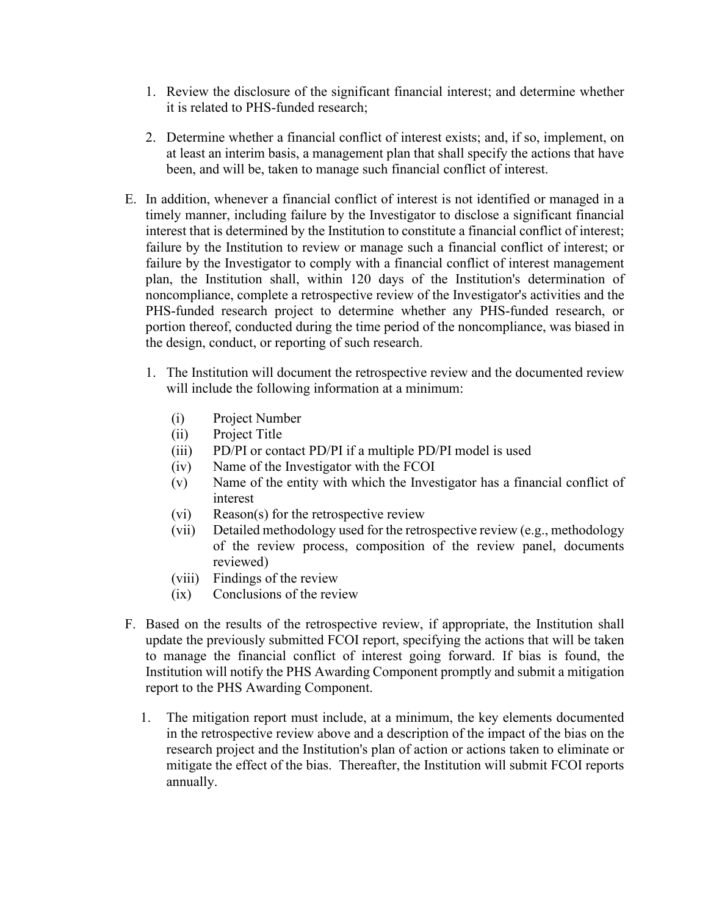1. Review the disclosure of the significant financial interest; and determine whether it is related to PHS-funded research;

2. Determine whether a financial conflict of interest exists; and, if so, implement, on at least an interim basis, a management plan that shall specify the actions that have been, and will be, taken to manage such financial conflict of interest.

E. In addition, whenever a financial conflict of interest is not identified or managed in a timely manner, including failure by the Investigator to disclose a significant financial interest that is determined by the Institution to constitute a financial conflict of interest; failure by the Institution to review or manage such a financial conflict of interest; or failure by the Investigator to comply with a financial conflict of interest management plan, the Institution shall, within 120 days of the Institution's determination of noncompliance, complete a retrospective review of the Investigator's activities and the PHS-funded research project to determine whether any PHS-funded research, or portion thereof, conducted during the time period of the noncompliance, was biased in the design, conduct, or reporting of such research.

   1. The Institution will document the retrospective review and the documented review will include the following information at a minimum:

      (i) Project Number
      (ii) Project Title
      (iii) PD/PI or contact PD/PI if a multiple PD/PI model is used
      (iv) Name of the Investigator with the FCOI
      (v) Name of the entity with which the Investigator has a financial conflict of interest
      (vi) Reason(s) for the retrospective review
      (vii) Detailed methodology used for the retrospective review (e.g., methodology of the review process, composition of the review panel, documents reviewed)
      (viii) Findings of the review
      (ix) Conclusions of the review

F. Based on the results of the retrospective review, if appropriate, the Institution shall update the previously submitted FCOI report, specifying the actions that will be taken to manage the financial conflict of interest going forward. If bias is found, the Institution will notify the PHS Awarding Component promptly and submit a mitigation report to the PHS Awarding Component.

   1. The mitigation report must include, at a minimum, the key elements documented in the retrospective review above and a description of the impact of the bias on the research project and the Institution's plan of action or actions taken to eliminate or mitigate the effect of the bias. Thereafter, the Institution will submit FCOI reports annually.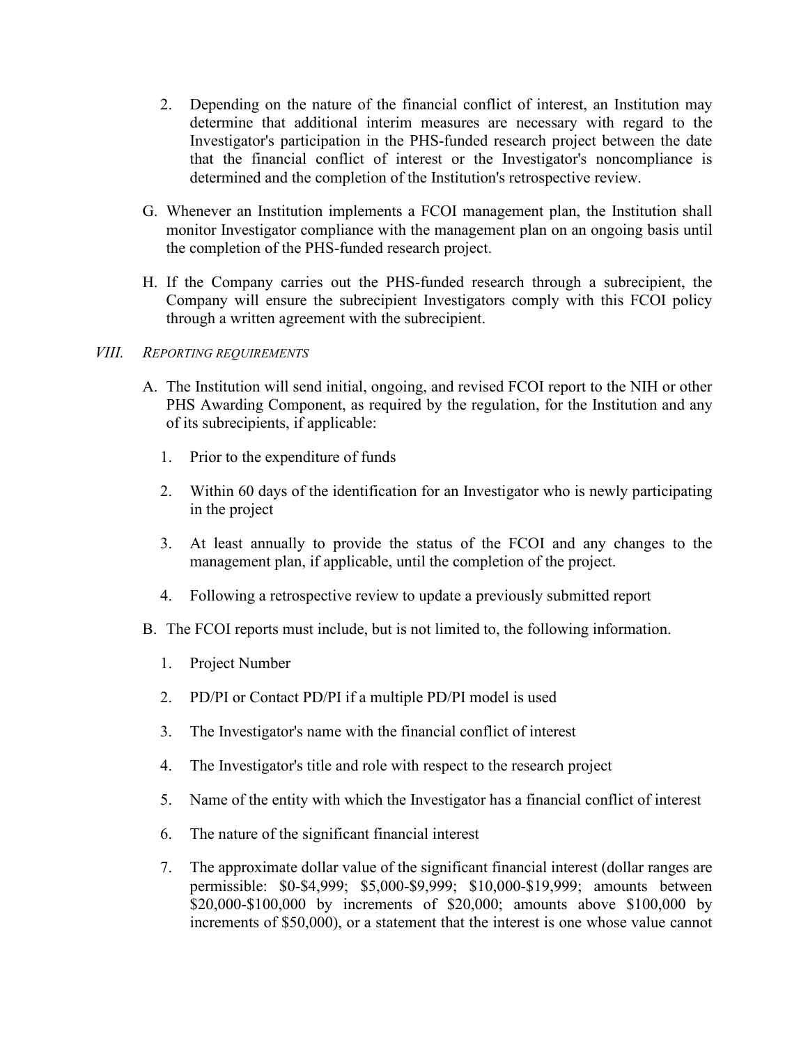2. Depending on the nature of the financial conflict of interest, an Institution may determine that additional interim measures are necessary with regard to the Investigator's participation in the PHS-funded research project between the date that the financial conflict of interest or the Investigator's noncompliance is determined and the completion of the Institution's retrospective review.

G. Whenever an Institution implements a FCOI management plan, the Institution shall monitor Investigator compliance with the management plan on an ongoing basis until the completion of the PHS-funded research project.

H. If the Company carries out the PHS-funded research through a subrecipient, the Company will ensure the subrecipient Investigators comply with this FCOI policy through a written agreement with the subrecipient.

## VIII. *Reporting requirements*

A. The Institution will send initial, ongoing, and revised FCOI report to the NIH or other PHS Awarding Component, as required by the regulation, for the Institution and any of its subrecipients, if applicable:

1. Prior to the expenditure of funds
2. Within 60 days of the identification for an Investigator who is newly participating in the project
3. At least annually to provide the status of the FCOI and any changes to the management plan, if applicable, until the completion of the project.
4. Following a retrospective review to update a previously submitted report

B. The FCOI reports must include, but is not limited to, the following information.

1. Project Number
2. PD/PI or Contact PD/PI if a multiple PD/PI model is used
3. The Investigator's name with the financial conflict of interest
4. The Investigator's title and role with respect to the research project
5. Name of the entity with which the Investigator has a financial conflict of interest
6. The nature of the significant financial interest
7. The approximate dollar value of the significant financial interest (dollar ranges are permissible: \$0-\$4,999; \$5,000-\$9,999; \$10,000-\$19,999; amounts between \$20,000-\$100,000 by increments of \$20,000; amounts above \$100,000 by increments of \$50,000), or a statement that the interest is one whose value cannot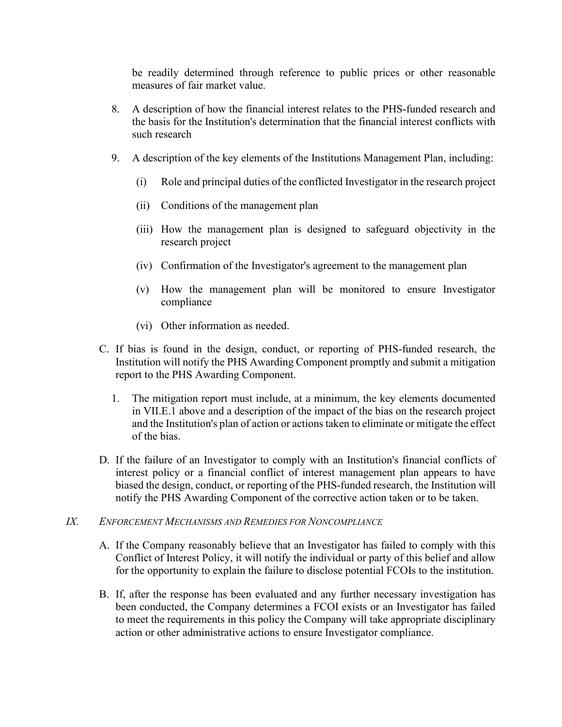be readily determined through reference to public prices or other reasonable measures of fair market value.

8. A description of how the financial interest relates to the PHS-funded research and the basis for the Institution's determination that the financial interest conflicts with such research

9. A description of the key elements of the Institutions Management Plan, including:

   (i) Role and principal duties of the conflicted Investigator in the research project

   (ii) Conditions of the management plan

   (iii) How the management plan is designed to safeguard objectivity in the research project

   (iv) Confirmation of the Investigator's agreement to the management plan

   (v) How the management plan will be monitored to ensure Investigator compliance

   (vi) Other information as needed.

C. If bias is found in the design, conduct, or reporting of PHS-funded research, the Institution will notify the PHS Awarding Component promptly and submit a mitigation report to the PHS Awarding Component.

   1. The mitigation report must include, at a minimum, the key elements documented in VII.E.1 above and a description of the impact of the bias on the research project and the Institution's plan of action or actions taken to eliminate or mitigate the effect of the bias.

D. If the failure of an Investigator to comply with an Institution's financial conflicts of interest policy or a financial conflict of interest management plan appears to have biased the design, conduct, or reporting of the PHS-funded research, the Institution will notify the PHS Awarding Component of the corrective action taken or to be taken.

## *IX. Enforcement Mechanisms and Remedies for Noncompliance*

A. If the Company reasonably believe that an Investigator has failed to comply with this Conflict of Interest Policy, it will notify the individual or party of this belief and allow for the opportunity to explain the failure to disclose potential FCOIs to the institution.

B. If, after the response has been evaluated and any further necessary investigation has been conducted, the Company determines a FCOI exists or an Investigator has failed to meet the requirements in this policy the Company will take appropriate disciplinary action or other administrative actions to ensure Investigator compliance.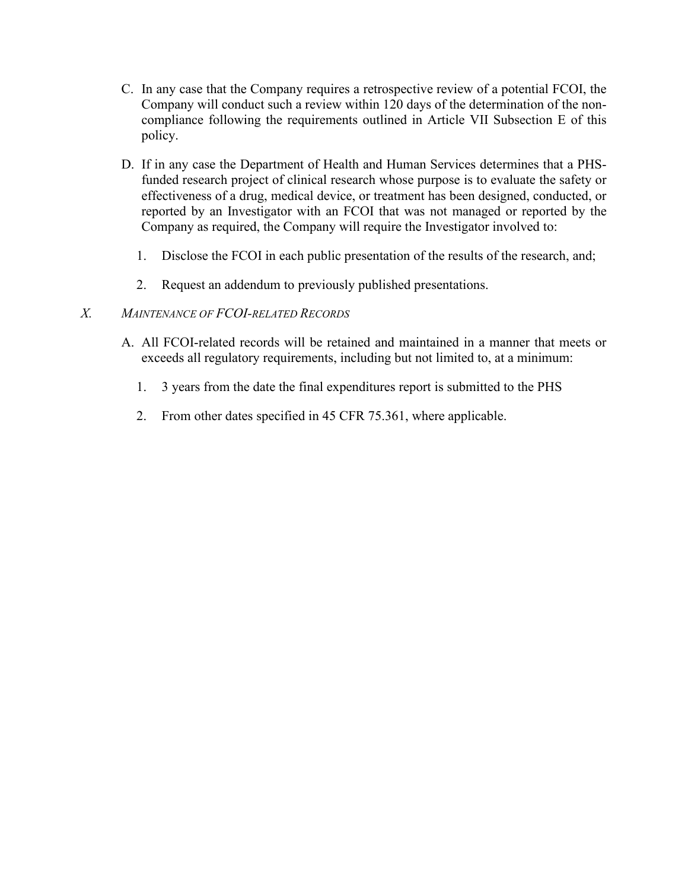C. In any case that the Company requires a retrospective review of a potential FCOI, the Company will conduct such a review within 120 days of the determination of the non-compliance following the requirements outlined in Article VII Subsection E of this policy.

D. If in any case the Department of Health and Human Services determines that a PHS-funded research project of clinical research whose purpose is to evaluate the safety or effectiveness of a drug, medical device, or treatment has been designed, conducted, or reported by an Investigator with an FCOI that was not managed or reported by the Company as required, the Company will require the Investigator involved to:

   1. Disclose the FCOI in each public presentation of the results of the research, and;

   2. Request an addendum to previously published presentations.

## *X. Maintenance of FCOI-related Records*

A. All FCOI-related records will be retained and maintained in a manner that meets or exceeds all regulatory requirements, including but not limited to, at a minimum:

   1. 3 years from the date the final expenditures report is submitted to the PHS

   2. From other dates specified in 45 CFR 75.361, where applicable.